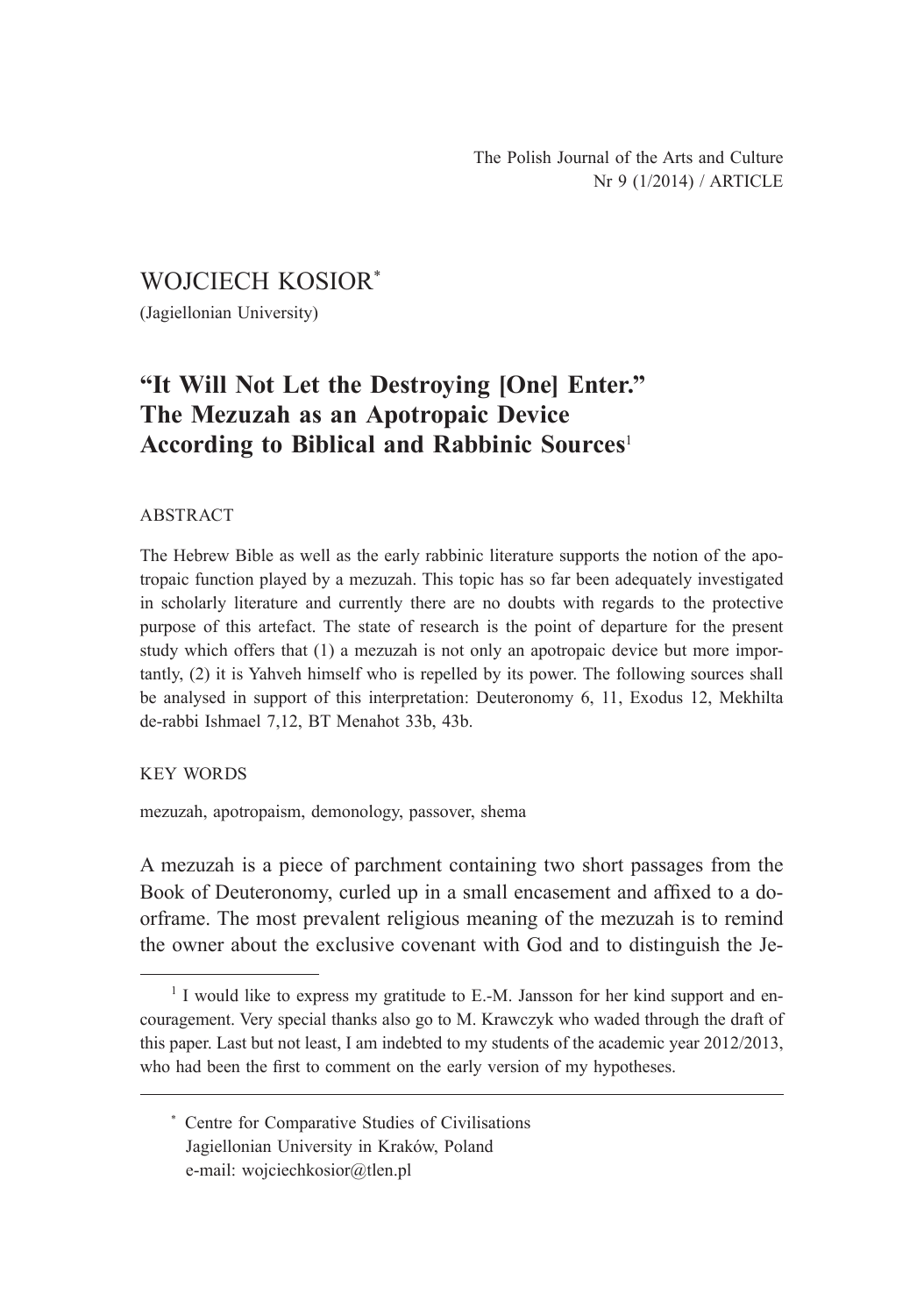WOJCIECH KOSIOR[*]

(Jagiellonian University)

# "It Will Not Let the Destroying [One] Enter." The Mezuzah as an Apotropaic Device According to Biblical and Rabbinic Sources[1]

ABSTRACT

The Hebrew Bible as well as the early rabbinic literature supports the notion of the apotropaic function played by a mezuzah. This topic has so far been adequately investigated in scholarly literature and currently there are no doubts with regards to the protective purpose of this artefact. The state of research is the point of departure for the present study which offers that (1) a mezuzah is not only an apotropaic device but more importantly, (2) it is Yahveh himself who is repelled by its power. The following sources shall be analysed in support of this interpretation: Deuteronomy 6, 11, Exodus 12, Mekhilta de-rabbi Ishmael 7,12, BT Menahot 33b, 43b.

KEY WORDS

mezuzah, apotropaism, demonology, passover, shema

A mezuzah is a piece of parchment containing two short passages from the Book of Deuteronomy, curled up in a small encasement and affixed to a doorframe. The most prevalent religious meaning of the mezuzah is to remind the owner about the exclusive covenant with God and to distinguish the Je-

---

[1] I would like to express my gratitude to E.-M. Jansson for her kind support and encouragement. Very special thanks also go to M. Krawczyk who waded through the draft of this paper. Last but not least, I am indebted to my students of the academic year 2012/2013, who had been the first to comment on the early version of my hypotheses.

[*] Centre for Comparative Studies of Civilisations
Jagiellonian University in Kraków, Poland
e-mail: wojciechkosior@tlen.pl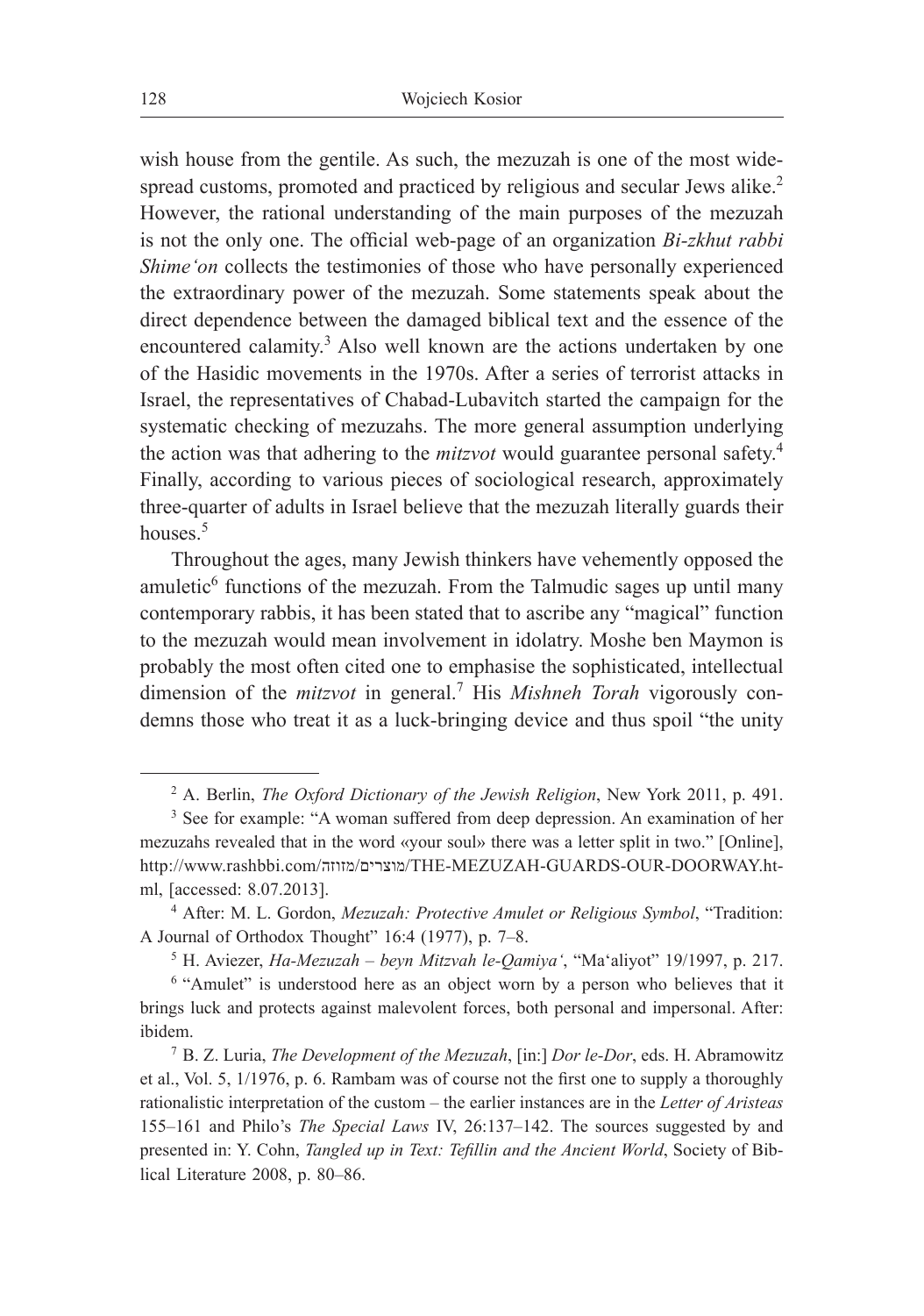wish house from the gentile. As such, the mezuzah is one of the most widespread customs, promoted and practiced by religious and secular Jews alike.[2] However, the rational understanding of the main purposes of the mezuzah is not the only one. The official web-page of an organization *Bi-zkhut rabbi Shime'on* collects the testimonies of those who have personally experienced the extraordinary power of the mezuzah. Some statements speak about the direct dependence between the damaged biblical text and the essence of the encountered calamity.[3] Also well known are the actions undertaken by one of the Hasidic movements in the 1970s. After a series of terrorist attacks in Israel, the representatives of Chabad-Lubavitch started the campaign for the systematic checking of mezuzahs. The more general assumption underlying the action was that adhering to the *mitzvot* would guarantee personal safety.[4] Finally, according to various pieces of sociological research, approximately three-quarter of adults in Israel believe that the mezuzah literally guards their houses.[5]

Throughout the ages, many Jewish thinkers have vehemently opposed the amuletic[6] functions of the mezuzah. From the Talmudic sages up until many contemporary rabbis, it has been stated that to ascribe any "magical" function to the mezuzah would mean involvement in idolatry. Moshe ben Maymon is probably the most often cited one to emphasise the sophisticated, intellectual dimension of the *mitzvot* in general.[7] His *Mishneh Torah* vigorously condemns those who treat it as a luck-bringing device and thus spoil "the unity

---

[2] A. Berlin, *The Oxford Dictionary of the Jewish Religion*, New York 2011, p. 491.

[3] See for example: "A woman suffered from deep depression. An examination of her mezuzahs revealed that in the word «your soul» there was a letter split in two." [Online], http://www.rashbbi.com/מוצרים/מזוזה/THE-MEZUZAH-GUARDS-OUR-DOORWAY.html, [accessed: 8.07.2013].

[4] After: M. L. Gordon, *Mezuzah: Protective Amulet or Religious Symbol*, "Tradition: A Journal of Orthodox Thought" 16:4 (1977), p. 7–8.

[5] H. Aviezer, *Ha-Mezuzah – beyn Mitzvah le-Qamiya'*, "Ma'aliyot" 19/1997, p. 217.

[6] "Amulet" is understood here as an object worn by a person who believes that it brings luck and protects against malevolent forces, both personal and impersonal. After: ibidem.

[7] B. Z. Luria, *The Development of the Mezuzah*, [in:] *Dor le-Dor*, eds. H. Abramowitz et al., Vol. 5, 1/1976, p. 6. Rambam was of course not the first one to supply a thoroughly rationalistic interpretation of the custom – the earlier instances are in the *Letter of Aristeas* 155–161 and Philo's *The Special Laws* IV, 26:137–142. The sources suggested by and presented in: Y. Cohn, *Tangled up in Text: Tefillin and the Ancient World*, Society of Biblical Literature 2008, p. 80–86.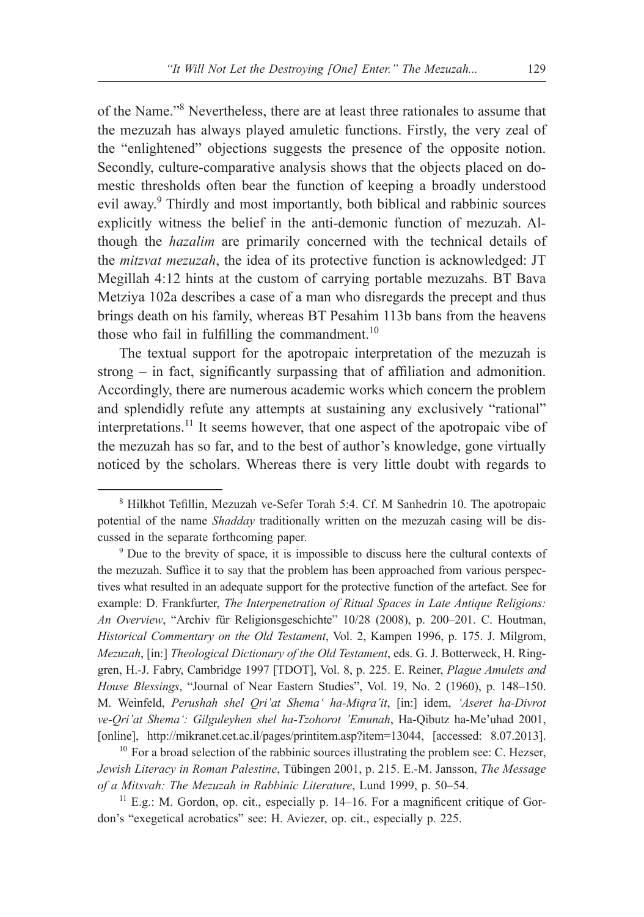of the Name."[8] Nevertheless, there are at least three rationales to assume that the mezuzah has always played amuletic functions. Firstly, the very zeal of the "enlightened" objections suggests the presence of the opposite notion. Secondly, culture-comparative analysis shows that the objects placed on domestic thresholds often bear the function of keeping a broadly understood evil away.[9] Thirdly and most importantly, both biblical and rabbinic sources explicitly witness the belief in the anti-demonic function of mezuzah. Although the *hazalim* are primarily concerned with the technical details of the *mitzvat mezuzah*, the idea of its protective function is acknowledged: JT Megillah 4:12 hints at the custom of carrying portable mezuzahs. BT Bava Metziya 102a describes a case of a man who disregards the precept and thus brings death on his family, whereas BT Pesahim 113b bans from the heavens those who fail in fulfilling the commandment.[10]

The textual support for the apotropaic interpretation of the mezuzah is strong – in fact, significantly surpassing that of affiliation and admonition. Accordingly, there are numerous academic works which concern the problem and splendidly refute any attempts at sustaining any exclusively "rational" interpretations.[11] It seems however, that one aspect of the apotropaic vibe of the mezuzah has so far, and to the best of author's knowledge, gone virtually noticed by the scholars. Whereas there is very little doubt with regards to

---

[8] Hilkhot Tefillin, Mezuzah ve-Sefer Torah 5:4. Cf. M Sanhedrin 10. The apotropaic potential of the name *Shadday* traditionally written on the mezuzah casing will be discussed in the separate forthcoming paper.

[9] Due to the brevity of space, it is impossible to discuss here the cultural contexts of the mezuzah. Suffice it to say that the problem has been approached from various perspectives what resulted in an adequate support for the protective function of the artefact. See for example: D. Frankfurter, *The Interpenetration of Ritual Spaces in Late Antique Religions: An Overview*, "Archiv für Religionsgeschichte" 10/28 (2008), p. 200–201. C. Houtman, *Historical Commentary on the Old Testament*, Vol. 2, Kampen 1996, p. 175. J. Milgrom, *Mezuzah*, [in:] *Theological Dictionary of the Old Testament*, eds. G. J. Botterweck, H. Ringgren, H.-J. Fabry, Cambridge 1997 [TDOT], Vol. 8, p. 225. E. Reiner, *Plague Amulets and House Blessings*, "Journal of Near Eastern Studies", Vol. 19, No. 2 (1960), p. 148–150. M. Weinfeld, *Perushah shel Qri'at Shema' ha-Miqra'it*, [in:] idem, *'Aseret ha-Divrot ve-Qri'at Shema': Gilguleyhen shel ha-Tzohorot 'Emunah*, Ha-Qibutz ha-Me'uhad 2001, [online], http://mikranet.cet.ac.il/pages/printitem.asp?item=13044, [accessed: 8.07.2013].

[10] For a broad selection of the rabbinic sources illustrating the problem see: C. Hezser, *Jewish Literacy in Roman Palestine*, Tübingen 2001, p. 215. E.-M. Jansson, *The Message of a Mitsvah: The Mezuzah in Rabbinic Literature*, Lund 1999, p. 50–54.

[11] E.g.: M. Gordon, op. cit., especially p. 14–16. For a magnificent critique of Gordon's "exegetical acrobatics" see: H. Aviezer, op. cit., especially p. 225.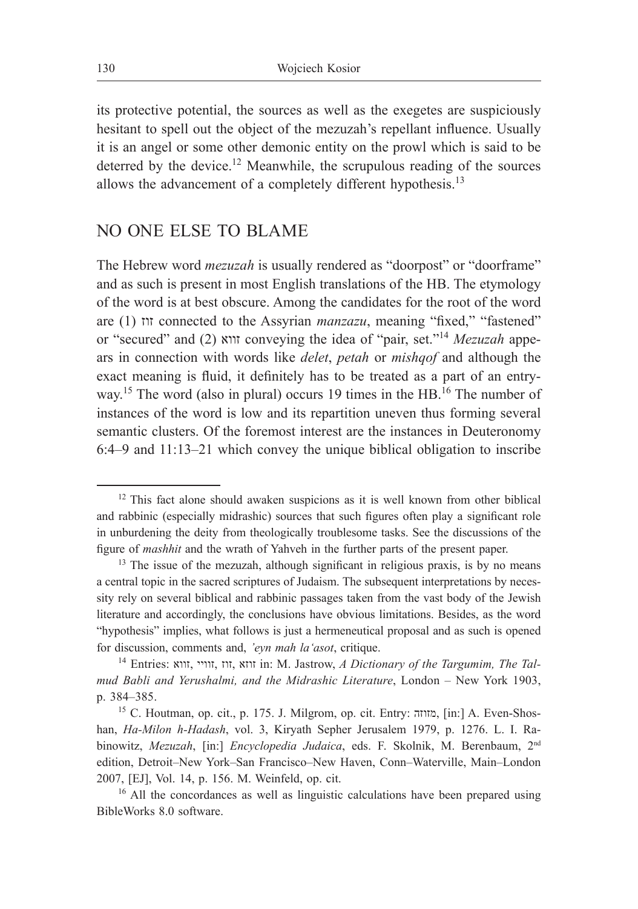its protective potential, the sources as well as the exegetes are suspiciously hesitant to spell out the object of the mezuzah's repellant influence. Usually it is an angel or some other demonic entity on the prowl which is said to be deterred by the device.[12] Meanwhile, the scrupulous reading of the sources allows the advancement of a completely different hypothesis.[13]

## NO ONE ELSE TO BLAME

The Hebrew word *mezuzah* is usually rendered as "doorpost" or "doorframe" and as such is present in most English translations of the HB. The etymology of the word is at best obscure. Among the candidates for the root of the word are (1) זוז connected to the Assyrian *manzazu*, meaning "fixed," "fastened" or "secured" and (2) זווא conveying the idea of "pair, set."[14] *Mezuzah* appears in connection with words like *delet*, *petah* or *mishqof* and although the exact meaning is fluid, it definitely has to be treated as a part of an entryway.[15] The word (also in plural) occurs 19 times in the HB.[16] The number of instances of the word is low and its repartition uneven thus forming several semantic clusters. Of the foremost interest are the instances in Deuteronomy 6:4–9 and 11:13–21 which convey the unique biblical obligation to inscribe

---

[12] This fact alone should awaken suspicions as it is well known from other biblical and rabbinic (especially midrashic) sources that such figures often play a significant role in unburdening the deity from theologically troublesome tasks. See the discussions of the figure of *mashhit* and the wrath of Yahveh in the further parts of the present paper.

[13] The issue of the mezuzah, although significant in religious praxis, is by no means a central topic in the sacred scriptures of Judaism. The subsequent interpretations by necessity rely on several biblical and rabbinic passages taken from the vast body of the Jewish literature and accordingly, the conclusions have obvious limitations. Besides, as the word "hypothesis" implies, what follows is just a hermeneutical proposal and as such is opened for discussion, comments and, *'eyn mah la'asot*, critique.

[14] Entries: זווא, זוויי, זוז, זוזא in: M. Jastrow, *A Dictionary of the Targumim, The Talmud Babli and Yerushalmi, and the Midrashic Literature*, London – New York 1903, p. 384–385.

[15] C. Houtman, op. cit., p. 175. J. Milgrom, op. cit. Entry: מזוזה, [in:] A. Even-Shoshan, *Ha-Milon h-Hadash*, vol. 3, Kiryath Sepher Jerusalem 1979, p. 1276. L. I. Rabinowitz, *Mezuzah*, [in:] *Encyclopedia Judaica*, eds. F. Skolnik, M. Berenbaum, 2nd edition, Detroit–New York–San Francisco–New Haven, Conn–Waterville, Main–London 2007, [EJ], Vol. 14, p. 156. M. Weinfeld, op. cit.

[16] All the concordances as well as linguistic calculations have been prepared using BibleWorks 8.0 software.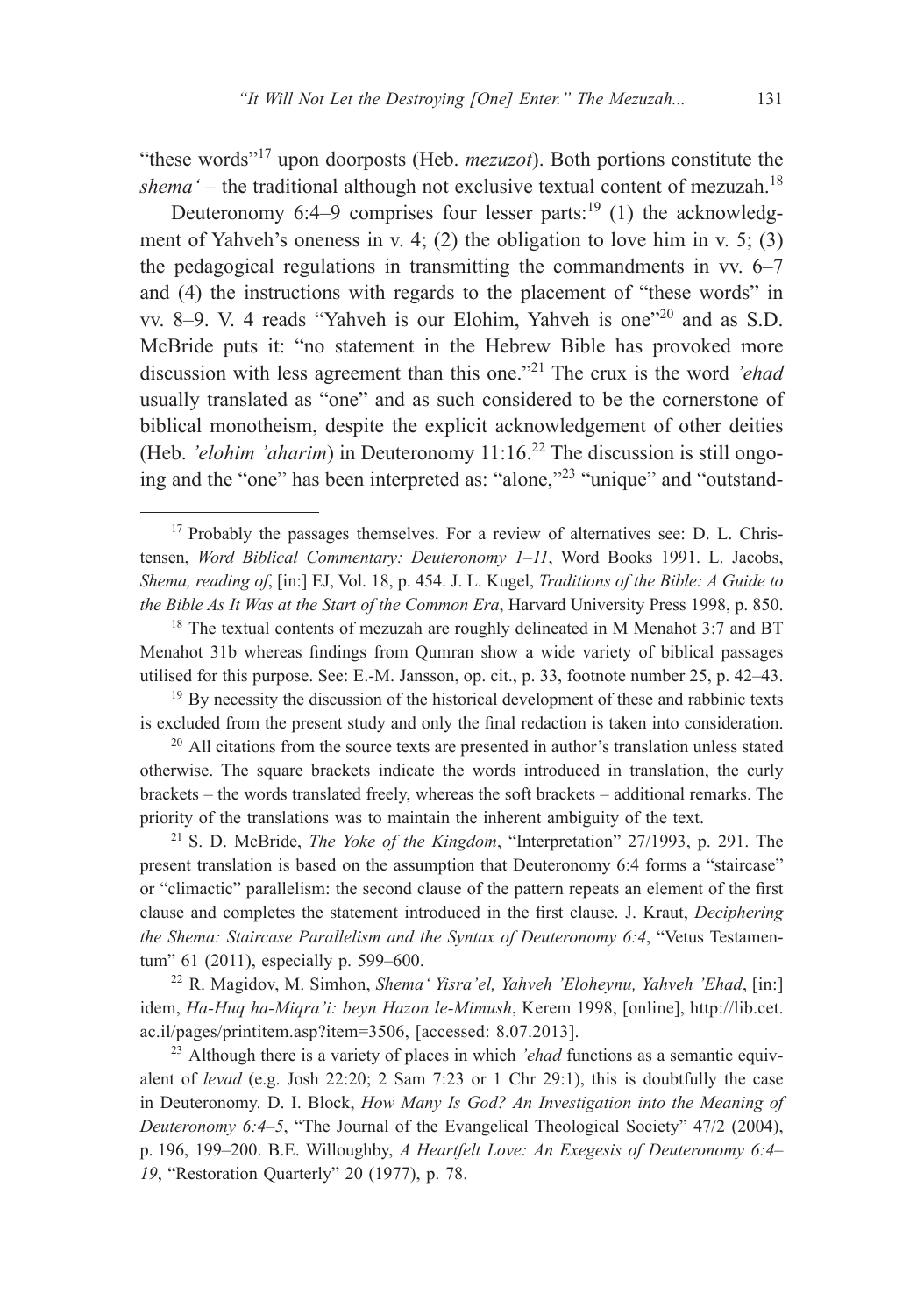"these words"[17] upon doorposts (Heb. *mezuzot*). Both portions constitute the *shema'* – the traditional although not exclusive textual content of mezuzah.[18]

Deuteronomy 6:4–9 comprises four lesser parts:[19] (1) the acknowledgment of Yahveh's oneness in v. 4; (2) the obligation to love him in v. 5; (3) the pedagogical regulations in transmitting the commandments in vv. 6–7 and (4) the instructions with regards to the placement of "these words" in vv. 8–9. V. 4 reads "Yahveh is our Elohim, Yahveh is one"[20] and as S.D. McBride puts it: "no statement in the Hebrew Bible has provoked more discussion with less agreement than this one."[21] The crux is the word *'ehad* usually translated as "one" and as such considered to be the cornerstone of biblical monotheism, despite the explicit acknowledgement of other deities (Heb. *'elohim 'aharim*) in Deuteronomy 11:16.[22] The discussion is still ongoing and the "one" has been interpreted as: "alone,"[23] "unique" and "outstand-

---

[17] Probably the passages themselves. For a review of alternatives see: D. L. Christensen, *Word Biblical Commentary: Deuteronomy 1–11*, Word Books 1991. L. Jacobs, *Shema, reading of*, [in:] EJ, Vol. 18, p. 454. J. L. Kugel, *Traditions of the Bible: A Guide to the Bible As It Was at the Start of the Common Era*, Harvard University Press 1998, p. 850.

[18] The textual contents of mezuzah are roughly delineated in M Menahot 3:7 and BT Menahot 31b whereas findings from Qumran show a wide variety of biblical passages utilised for this purpose. See: E.-M. Jansson, op. cit., p. 33, footnote number 25, p. 42–43.

[19] By necessity the discussion of the historical development of these and rabbinic texts is excluded from the present study and only the final redaction is taken into consideration.

[20] All citations from the source texts are presented in author's translation unless stated otherwise. The square brackets indicate the words introduced in translation, the curly brackets – the words translated freely, whereas the soft brackets – additional remarks. The priority of the translations was to maintain the inherent ambiguity of the text.

[21] S. D. McBride, *The Yoke of the Kingdom*, "Interpretation" 27/1993, p. 291. The present translation is based on the assumption that Deuteronomy 6:4 forms a "staircase" or "climactic" parallelism: the second clause of the pattern repeats an element of the first clause and completes the statement introduced in the first clause. J. Kraut, *Deciphering the Shema: Staircase Parallelism and the Syntax of Deuteronomy 6:4*, "Vetus Testamentum" 61 (2011), especially p. 599–600.

[22] R. Magidov, M. Simhon, *Shema' Yisra'el, Yahveh 'Eloheynu, Yahveh 'Ehad*, [in:] idem, *Ha-Huq ha-Miqra'i: beyn Hazon le-Mimush*, Kerem 1998, [online], http://lib.cet.ac.il/pages/printitem.asp?item=3506, [accessed: 8.07.2013].

[23] Although there is a variety of places in which *'ehad* functions as a semantic equivalent of *levad* (e.g. Josh 22:20; 2 Sam 7:23 or 1 Chr 29:1), this is doubtfully the case in Deuteronomy. D. I. Block, *How Many Is God? An Investigation into the Meaning of Deuteronomy 6:4–5*, "The Journal of the Evangelical Theological Society" 47/2 (2004), p. 196, 199–200. B.E. Willoughby, *A Heartfelt Love: An Exegesis of Deuteronomy 6:4–19*, "Restoration Quarterly" 20 (1977), p. 78.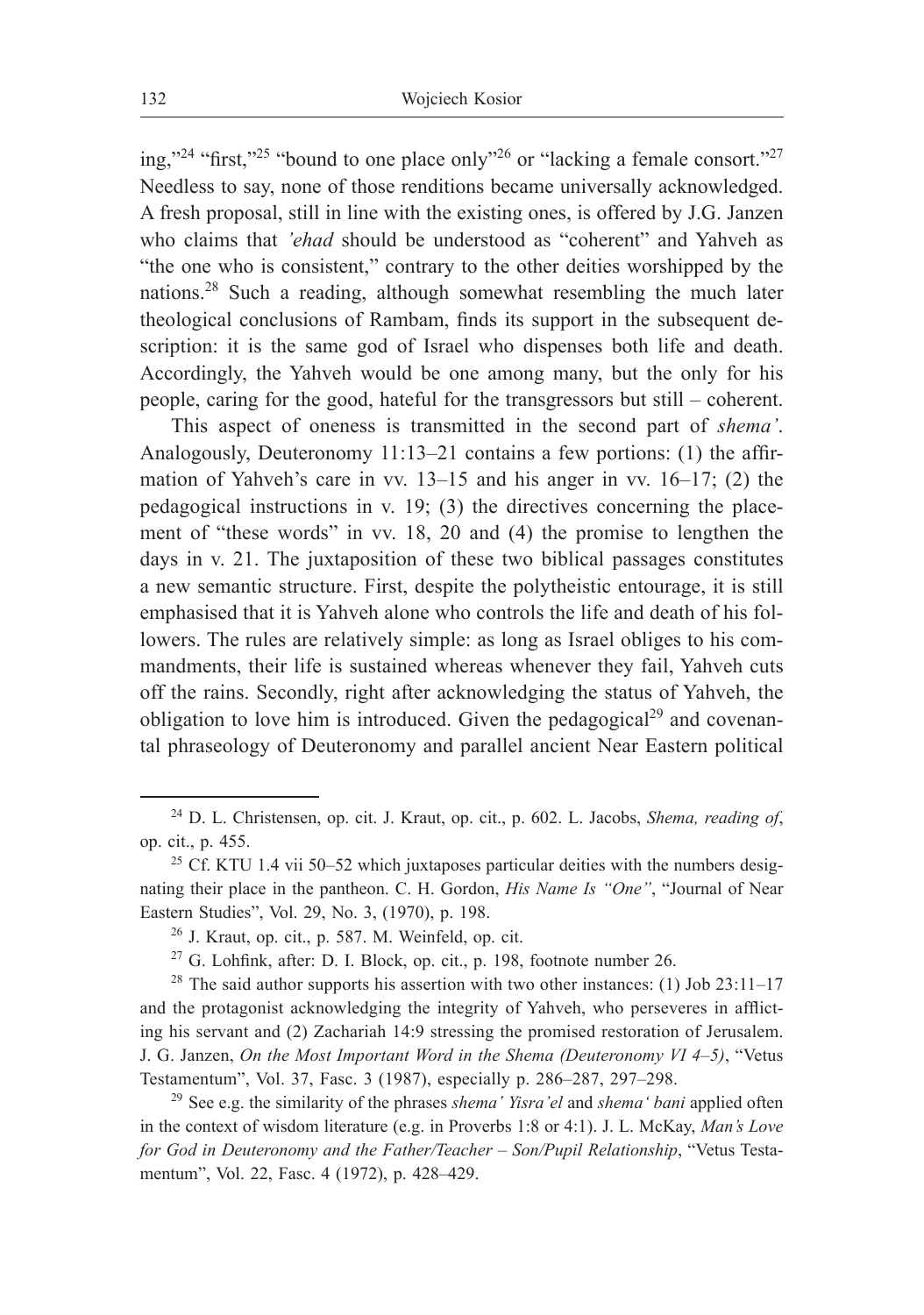ing,"[24] "first,"[25] "bound to one place only"[26] or "lacking a female consort."[27] Needless to say, none of those renditions became universally acknowledged. A fresh proposal, still in line with the existing ones, is offered by J.G. Janzen who claims that *'ehad* should be understood as "coherent" and Yahveh as "the one who is consistent," contrary to the other deities worshipped by the nations.[28] Such a reading, although somewhat resembling the much later theological conclusions of Rambam, finds its support in the subsequent description: it is the same god of Israel who dispenses both life and death. Accordingly, the Yahveh would be one among many, but the only for his people, caring for the good, hateful for the transgressors but still – coherent.

This aspect of oneness is transmitted in the second part of *shema'*. Analogously, Deuteronomy 11:13–21 contains a few portions: (1) the affirmation of Yahveh's care in vv. 13–15 and his anger in vv. 16–17; (2) the pedagogical instructions in v. 19; (3) the directives concerning the placement of "these words" in vv. 18, 20 and (4) the promise to lengthen the days in v. 21. The juxtaposition of these two biblical passages constitutes a new semantic structure. First, despite the polytheistic entourage, it is still emphasised that it is Yahveh alone who controls the life and death of his followers. The rules are relatively simple: as long as Israel obliges to his commandments, their life is sustained whereas whenever they fail, Yahveh cuts off the rains. Secondly, right after acknowledging the status of Yahveh, the obligation to love him is introduced. Given the pedagogical[29] and covenantal phraseology of Deuteronomy and parallel ancient Near Eastern political

[24] D. L. Christensen, op. cit. J. Kraut, op. cit., p. 602. L. Jacobs, *Shema, reading of*, op. cit., p. 455.

[25] Cf. KTU 1.4 vii 50–52 which juxtaposes particular deities with the numbers designating their place in the pantheon. C. H. Gordon, *His Name Is "One"*, "Journal of Near Eastern Studies", Vol. 29, No. 3, (1970), p. 198.

[26] J. Kraut, op. cit., p. 587. M. Weinfeld, op. cit.

[27] G. Lohfink, after: D. I. Block, op. cit., p. 198, footnote number 26.

[28] The said author supports his assertion with two other instances: (1) Job 23:11–17 and the protagonist acknowledging the integrity of Yahveh, who perseveres in afflicting his servant and (2) Zachariah 14:9 stressing the promised restoration of Jerusalem. J. G. Janzen, *On the Most Important Word in the Shema (Deuteronomy VI 4–5)*, "Vetus Testamentum", Vol. 37, Fasc. 3 (1987), especially p. 286–287, 297–298.

[29] See e.g. the similarity of the phrases *shema' Yisra'el* and *shema' bani* applied often in the context of wisdom literature (e.g. in Proverbs 1:8 or 4:1). J. L. McKay, *Man's Love for God in Deuteronomy and the Father/Teacher – Son/Pupil Relationship*, "Vetus Testamentum", Vol. 22, Fasc. 4 (1972), p. 428–429.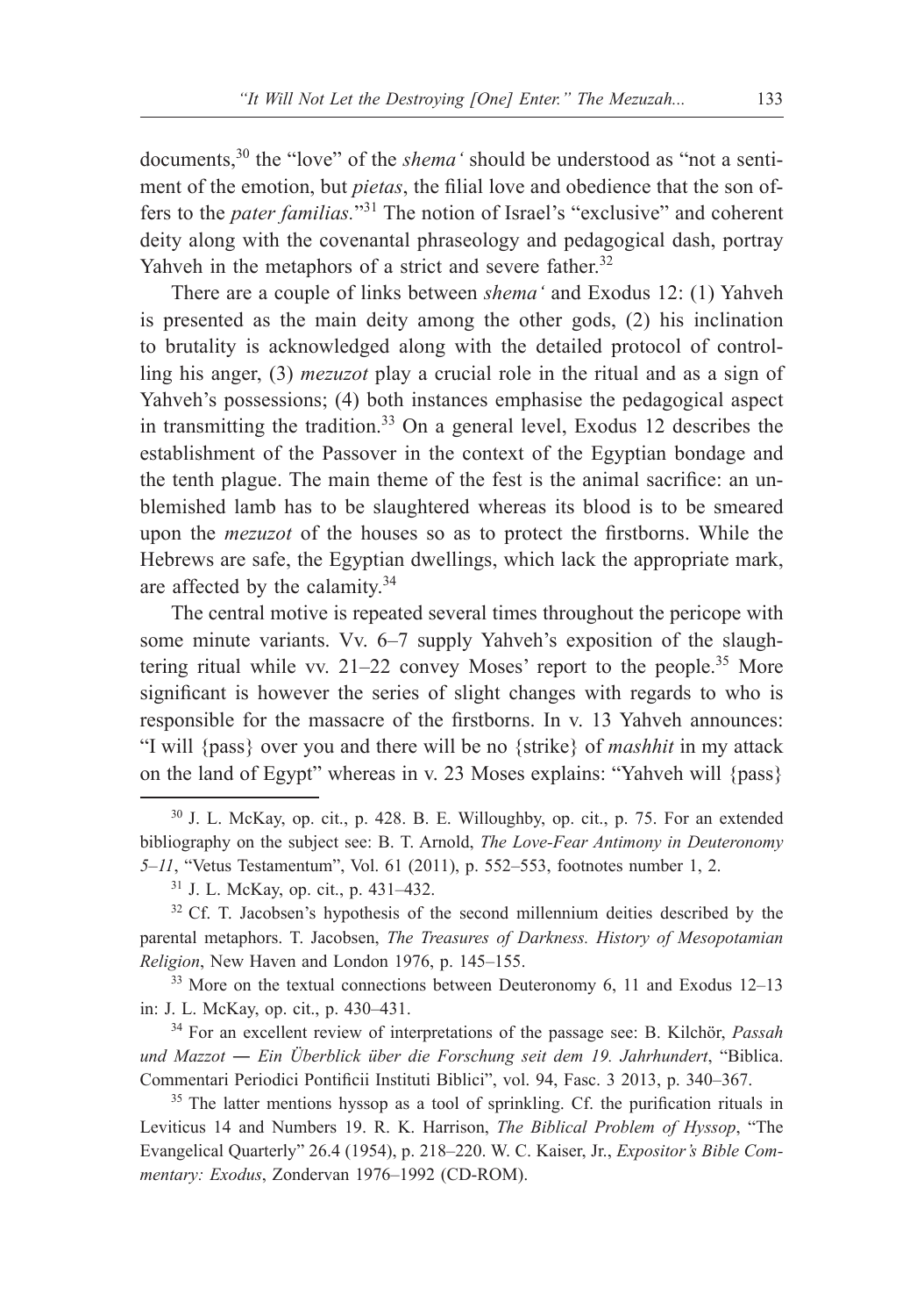documents,[30] the "love" of the *shema'* should be understood as "not a sentiment of the emotion, but *pietas*, the filial love and obedience that the son offers to the *pater familias.*"[31] The notion of Israel's "exclusive" and coherent deity along with the covenantal phraseology and pedagogical dash, portray Yahveh in the metaphors of a strict and severe father.[32]

There are a couple of links between *shema'* and Exodus 12: (1) Yahveh is presented as the main deity among the other gods, (2) his inclination to brutality is acknowledged along with the detailed protocol of controlling his anger, (3) *mezuzot* play a crucial role in the ritual and as a sign of Yahveh's possessions; (4) both instances emphasise the pedagogical aspect in transmitting the tradition.[33] On a general level, Exodus 12 describes the establishment of the Passover in the context of the Egyptian bondage and the tenth plague. The main theme of the fest is the animal sacrifice: an unblemished lamb has to be slaughtered whereas its blood is to be smeared upon the *mezuzot* of the houses so as to protect the firstborns. While the Hebrews are safe, the Egyptian dwellings, which lack the appropriate mark, are affected by the calamity.[34]

The central motive is repeated several times throughout the pericope with some minute variants. Vv. 6–7 supply Yahveh's exposition of the slaughtering ritual while vv. 21–22 convey Moses' report to the people.[35] More significant is however the series of slight changes with regards to who is responsible for the massacre of the firstborns. In v. 13 Yahveh announces: "I will {pass} over you and there will be no {strike} of *mashhit* in my attack on the land of Egypt" whereas in v. 23 Moses explains: "Yahveh will {pass}

---

[30] J. L. McKay, op. cit., p. 428. B. E. Willoughby, op. cit., p. 75. For an extended bibliography on the subject see: B. T. Arnold, *The Love-Fear Antimony in Deuteronomy 5–11*, "Vetus Testamentum", Vol. 61 (2011), p. 552–553, footnotes number 1, 2.

[31] J. L. McKay, op. cit., p. 431–432.

[32] Cf. T. Jacobsen's hypothesis of the second millennium deities described by the parental metaphors. T. Jacobsen, *The Treasures of Darkness. History of Mesopotamian Religion*, New Haven and London 1976, p. 145–155.

[33] More on the textual connections between Deuteronomy 6, 11 and Exodus 12–13 in: J. L. McKay, op. cit., p. 430–431.

[34] For an excellent review of interpretations of the passage see: B. Kilchör, *Passah und Mazzot — Ein Überblick über die Forschung seit dem 19. Jahrhundert*, "Biblica. Commentari Periodici Pontificii Instituti Biblici", vol. 94, Fasc. 3 2013, p. 340–367.

[35] The latter mentions hyssop as a tool of sprinkling. Cf. the purification rituals in Leviticus 14 and Numbers 19. R. K. Harrison, *The Biblical Problem of Hyssop*, "The Evangelical Quarterly" 26.4 (1954), p. 218–220. W. C. Kaiser, Jr., *Expositor's Bible Commentary: Exodus*, Zondervan 1976–1992 (CD-ROM).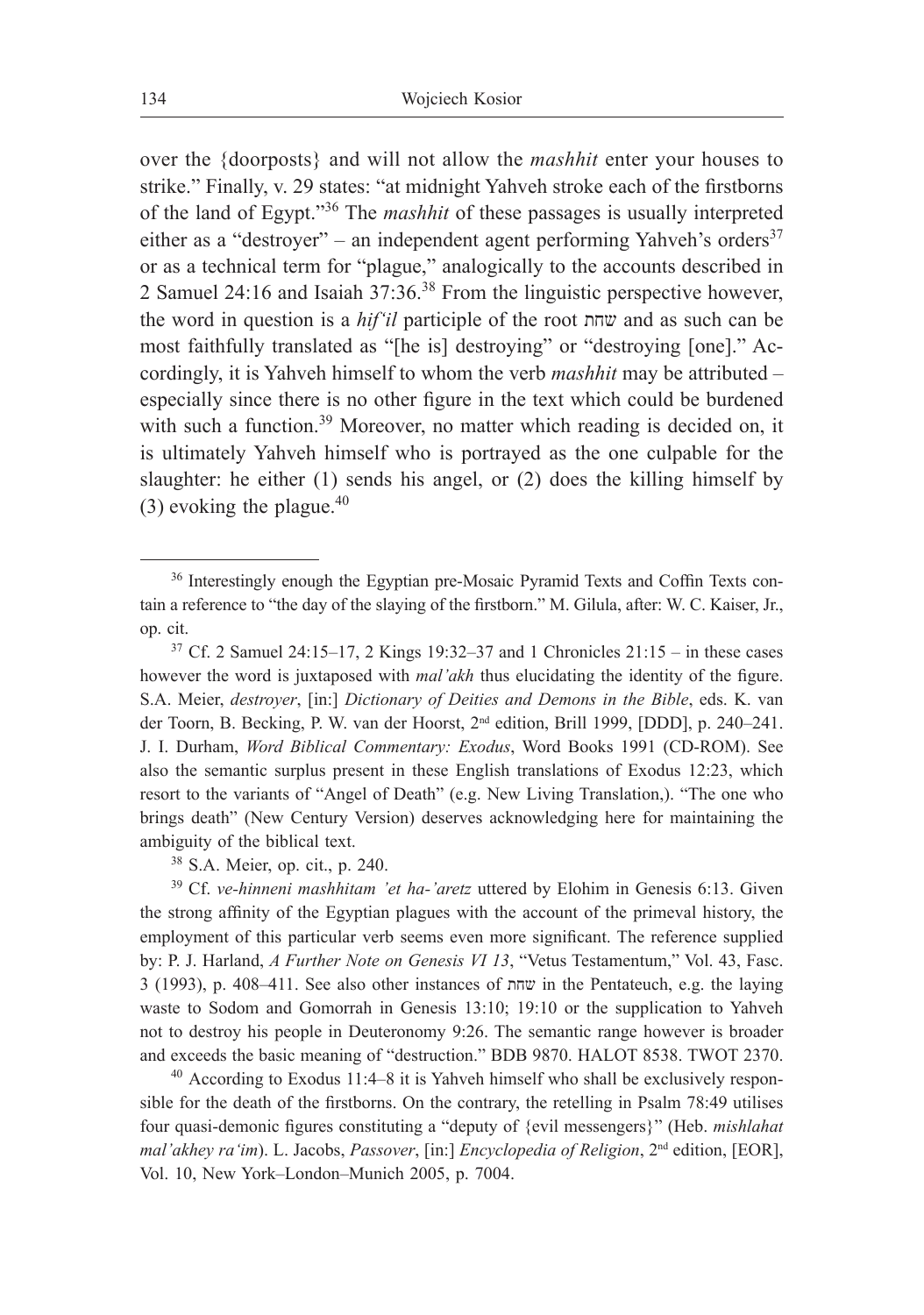over the {doorposts} and will not allow the *mashhit* enter your houses to strike." Finally, v. 29 states: "at midnight Yahveh stroke each of the firstborns of the land of Egypt."[36] The *mashhit* of these passages is usually interpreted either as a "destroyer" – an independent agent performing Yahveh's orders[37] or as a technical term for "plague," analogically to the accounts described in 2 Samuel 24:16 and Isaiah 37:36.[38] From the linguistic perspective however, the word in question is a *hif'il* participle of the root שחת and as such can be most faithfully translated as "[he is] destroying" or "destroying [one]." Accordingly, it is Yahveh himself to whom the verb *mashhit* may be attributed – especially since there is no other figure in the text which could be burdened with such a function.[39] Moreover, no matter which reading is decided on, it is ultimately Yahveh himself who is portrayed as the one culpable for the slaughter: he either (1) sends his angel, or (2) does the killing himself by (3) evoking the plague.[40]

---

[36] Interestingly enough the Egyptian pre-Mosaic Pyramid Texts and Coffin Texts contain a reference to "the day of the slaying of the firstborn." M. Gilula, after: W. C. Kaiser, Jr., op. cit.

[37] Cf. 2 Samuel 24:15–17, 2 Kings 19:32–37 and 1 Chronicles 21:15 – in these cases however the word is juxtaposed with *mal'akh* thus elucidating the identity of the figure. S.A. Meier, *destroyer*, [in:] *Dictionary of Deities and Demons in the Bible*, eds. K. van der Toorn, B. Becking, P. W. van der Hoorst, 2nd edition, Brill 1999, [DDD], p. 240–241. J. I. Durham, *Word Biblical Commentary: Exodus*, Word Books 1991 (CD-ROM). See also the semantic surplus present in these English translations of Exodus 12:23, which resort to the variants of "Angel of Death" (e.g. New Living Translation,). "The one who brings death" (New Century Version) deserves acknowledging here for maintaining the ambiguity of the biblical text.

[38] S.A. Meier, op. cit., p. 240.

[39] Cf. *ve-hinneni mashhitam 'et ha-'aretz* uttered by Elohim in Genesis 6:13. Given the strong affinity of the Egyptian plagues with the account of the primeval history, the employment of this particular verb seems even more significant. The reference supplied by: P. J. Harland, *A Further Note on Genesis VI 13*, "Vetus Testamentum," Vol. 43, Fasc. 3 (1993), p. 408–411. See also other instances of שחת in the Pentateuch, e.g. the laying waste to Sodom and Gomorrah in Genesis 13:10; 19:10 or the supplication to Yahveh not to destroy his people in Deuteronomy 9:26. The semantic range however is broader and exceeds the basic meaning of "destruction." BDB 9870. HALOT 8538. TWOT 2370.

[40] According to Exodus 11:4–8 it is Yahveh himself who shall be exclusively responsible for the death of the firstborns. On the contrary, the retelling in Psalm 78:49 utilises four quasi-demonic figures constituting a "deputy of {evil messengers}" (Heb. *mishlahat mal'akhey ra'im*). L. Jacobs, *Passover*, [in:] *Encyclopedia of Religion*, 2nd edition, [EOR], Vol. 10, New York–London–Munich 2005, p. 7004.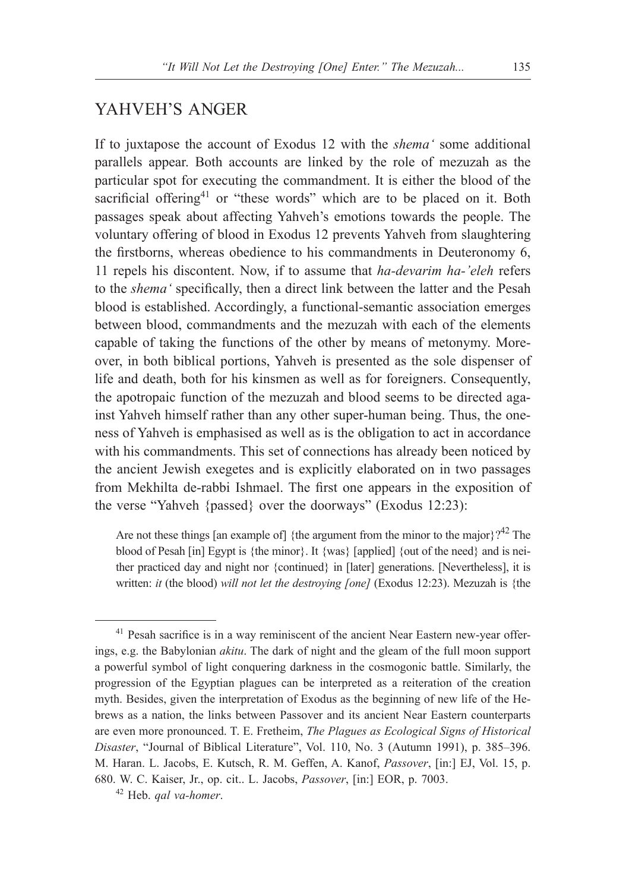## YAHVEH'S ANGER

If to juxtapose the account of Exodus 12 with the *shema'* some additional parallels appear. Both accounts are linked by the role of mezuzah as the particular spot for executing the commandment. It is either the blood of the sacrificial offering[41] or "these words" which are to be placed on it. Both passages speak about affecting Yahveh's emotions towards the people. The voluntary offering of blood in Exodus 12 prevents Yahveh from slaughtering the firstborns, whereas obedience to his commandments in Deuteronomy 6, 11 repels his discontent. Now, if to assume that *ha-devarim ha-'eleh* refers to the *shema'* specifically, then a direct link between the latter and the Pesah blood is established. Accordingly, a functional-semantic association emerges between blood, commandments and the mezuzah with each of the elements capable of taking the functions of the other by means of metonymy. Moreover, in both biblical portions, Yahveh is presented as the sole dispenser of life and death, both for his kinsmen as well as for foreigners. Consequently, the apotropaic function of the mezuzah and blood seems to be directed against Yahveh himself rather than any other super-human being. Thus, the oneness of Yahveh is emphasised as well as is the obligation to act in accordance with his commandments. This set of connections has already been noticed by the ancient Jewish exegetes and is explicitly elaborated on in two passages from Mekhilta de-rabbi Ishmael. The first one appears in the exposition of the verse "Yahveh {passed} over the doorways" (Exodus 12:23):

> Are not these things [an example of] {the argument from the minor to the major}?[42] The blood of Pesah [in] Egypt is {the minor}. It {was} [applied] {out of the need} and is neither practiced day and night nor {continued} in [later] generations. [Nevertheless], it is written: *it* (the blood) *will not let the destroying [one]* (Exodus 12:23). Mezuzah is {the

---

[41] Pesah sacrifice is in a way reminiscent of the ancient Near Eastern new-year offerings, e.g. the Babylonian *akitu*. The dark of night and the gleam of the full moon support a powerful symbol of light conquering darkness in the cosmogonic battle. Similarly, the progression of the Egyptian plagues can be interpreted as a reiteration of the creation myth. Besides, given the interpretation of Exodus as the beginning of new life of the Hebrews as a nation, the links between Passover and its ancient Near Eastern counterparts are even more pronounced. T. E. Fretheim, *The Plagues as Ecological Signs of Historical Disaster*, "Journal of Biblical Literature", Vol. 110, No. 3 (Autumn 1991), p. 385–396. M. Haran. L. Jacobs, E. Kutsch, R. M. Geffen, A. Kanof, *Passover*, [in:] EJ, Vol. 15, p. 680. W. C. Kaiser, Jr., op. cit.. L. Jacobs, *Passover*, [in:] EOR, p. 7003.

[42] Heb. *qal va-homer*.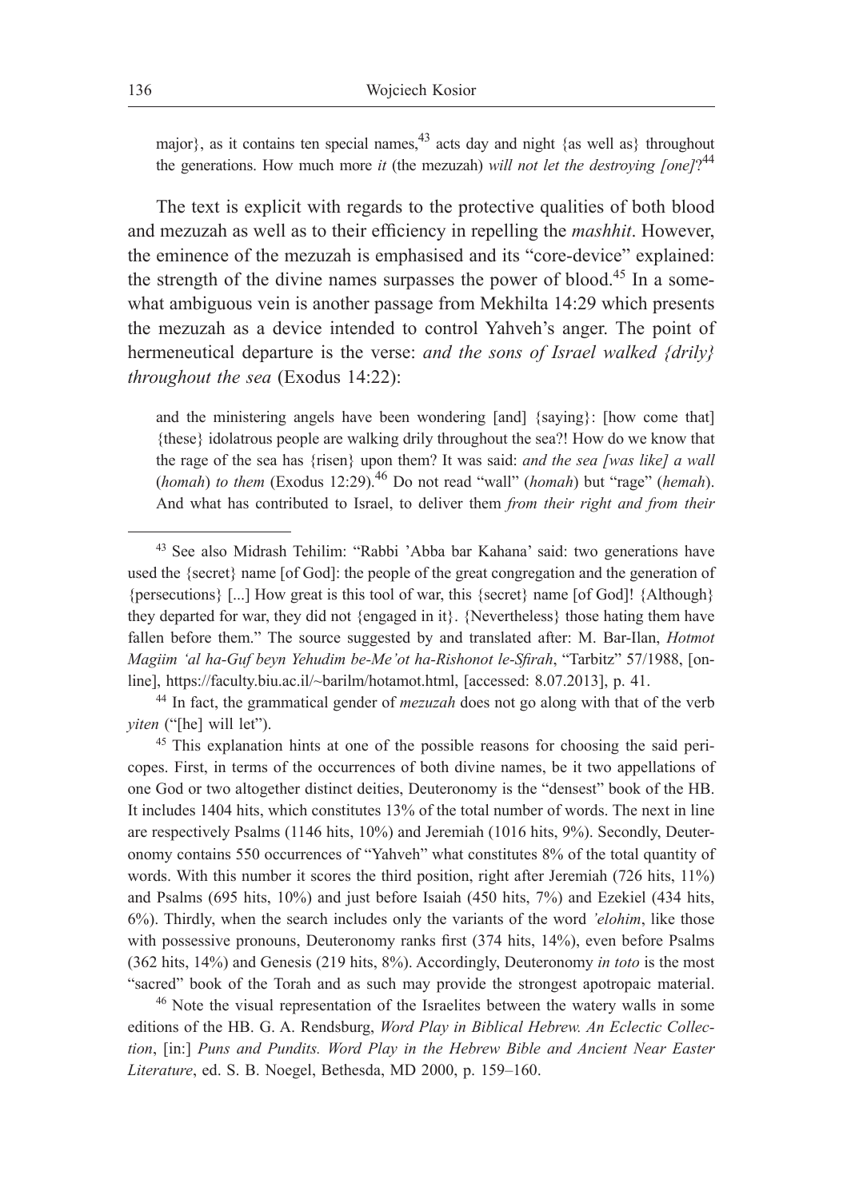major}, as it contains ten special names,[43] acts day and night {as well as} throughout the generations. How much more *it* (the mezuzah) *will not let the destroying [one]*?[44]

The text is explicit with regards to the protective qualities of both blood and mezuzah as well as to their efficiency in repelling the *mashhit*. However, the eminence of the mezuzah is emphasised and its "core-device" explained: the strength of the divine names surpasses the power of blood.[45] In a somewhat ambiguous vein is another passage from Mekhilta 14:29 which presents the mezuzah as a device intended to control Yahveh's anger. The point of hermeneutical departure is the verse: *and the sons of Israel walked {drily} throughout the sea* (Exodus 14:22):

and the ministering angels have been wondering [and] {saying}: [how come that] {these} idolatrous people are walking drily throughout the sea?! How do we know that the rage of the sea has {risen} upon them? It was said: *and the sea [was like] a wall* (*homah*) *to them* (Exodus 12:29).[46] Do not read "wall" (*homah*) but "rage" (*hemah*). And what has contributed to Israel, to deliver them *from their right and from their*

---

[43] See also Midrash Tehilim: "Rabbi 'Abba bar Kahana' said: two generations have used the {secret} name [of God]: the people of the great congregation and the generation of {persecutions} [...] How great is this tool of war, this {secret} name [of God]! {Although} they departed for war, they did not {engaged in it}. {Nevertheless} those hating them have fallen before them." The source suggested by and translated after: M. Bar-Ilan, *Hotmot Magiim 'al ha-Guf beyn Yehudim be-Me'ot ha-Rishonot le-Sfirah*, "Tarbitz" 57/1988, [online], https://faculty.biu.ac.il/~barilm/hotamot.html, [accessed: 8.07.2013], p. 41.

[44] In fact, the grammatical gender of *mezuzah* does not go along with that of the verb *yiten* ("[he] will let").

[45] This explanation hints at one of the possible reasons for choosing the said pericopes. First, in terms of the occurrences of both divine names, be it two appellations of one God or two altogether distinct deities, Deuteronomy is the "densest" book of the HB. It includes 1404 hits, which constitutes 13% of the total number of words. The next in line are respectively Psalms (1146 hits, 10%) and Jeremiah (1016 hits, 9%). Secondly, Deuteronomy contains 550 occurrences of "Yahveh" what constitutes 8% of the total quantity of words. With this number it scores the third position, right after Jeremiah (726 hits, 11%) and Psalms (695 hits, 10%) and just before Isaiah (450 hits, 7%) and Ezekiel (434 hits, 6%). Thirdly, when the search includes only the variants of the word *'elohim*, like those with possessive pronouns, Deuteronomy ranks first (374 hits, 14%), even before Psalms (362 hits, 14%) and Genesis (219 hits, 8%). Accordingly, Deuteronomy *in toto* is the most "sacred" book of the Torah and as such may provide the strongest apotropaic material.

[46] Note the visual representation of the Israelites between the watery walls in some editions of the HB. G. A. Rendsburg, *Word Play in Biblical Hebrew. An Eclectic Collection*, [in:] *Puns and Pundits. Word Play in the Hebrew Bible and Ancient Near Easter Literature*, ed. S. B. Noegel, Bethesda, MD 2000, p. 159–160.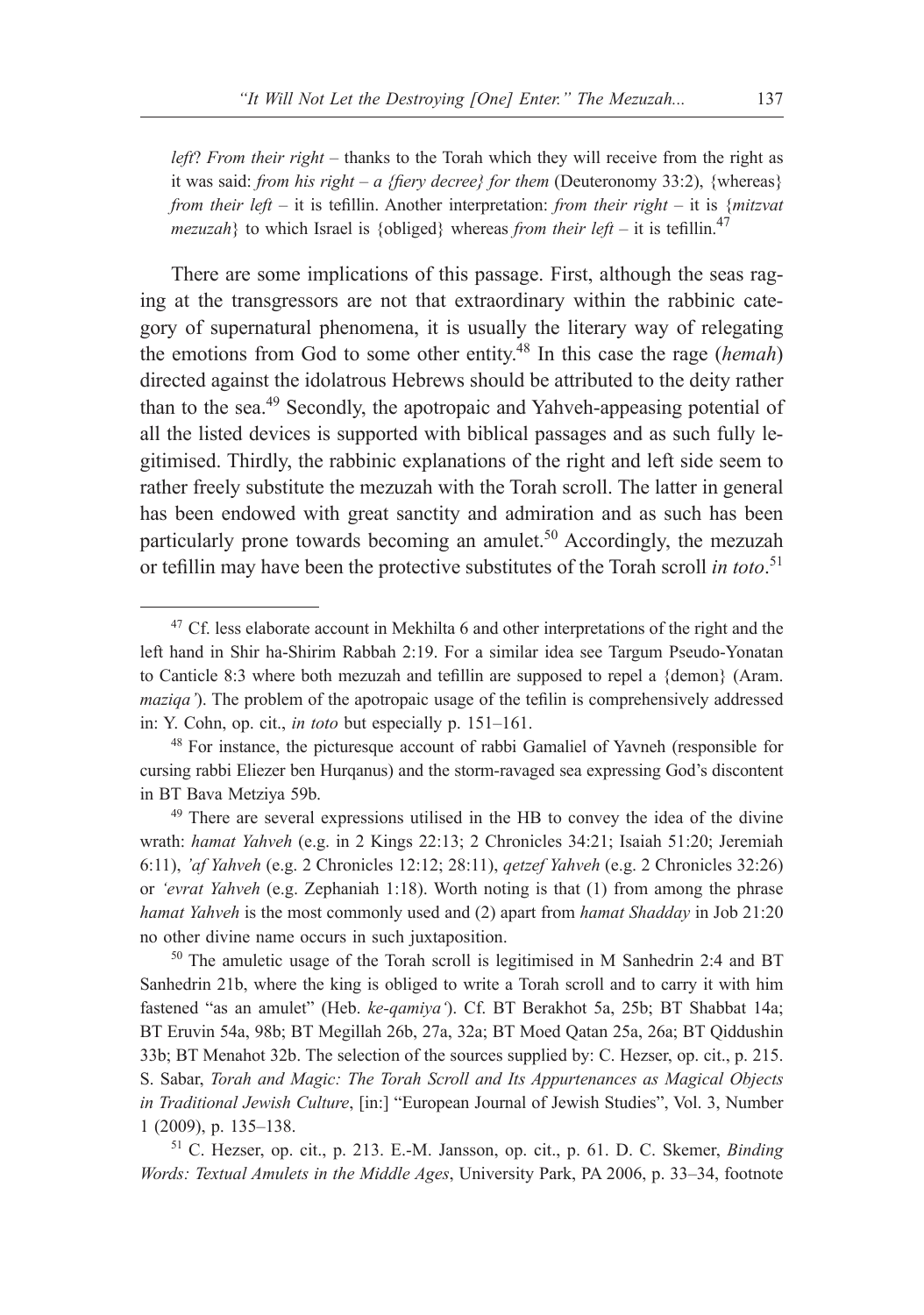*left*? *From their right* – thanks to the Torah which they will receive from the right as it was said: *from his right – a {fiery decree} for them* (Deuteronomy 33:2), {whereas} *from their left* – it is tefillin. Another interpretation: *from their right* – it is {*mitzvat mezuzah*} to which Israel is {obliged} whereas *from their left* – it is tefillin.[47]

There are some implications of this passage. First, although the seas raging at the transgressors are not that extraordinary within the rabbinic category of supernatural phenomena, it is usually the literary way of relegating the emotions from God to some other entity.[48] In this case the rage (*hemah*) directed against the idolatrous Hebrews should be attributed to the deity rather than to the sea.[49] Secondly, the apotropaic and Yahveh-appeasing potential of all the listed devices is supported with biblical passages and as such fully legitimised. Thirdly, the rabbinic explanations of the right and left side seem to rather freely substitute the mezuzah with the Torah scroll. The latter in general has been endowed with great sanctity and admiration and as such has been particularly prone towards becoming an amulet.[50] Accordingly, the mezuzah or tefillin may have been the protective substitutes of the Torah scroll *in toto*.[51]

---

[47] Cf. less elaborate account in Mekhilta 6 and other interpretations of the right and the left hand in Shir ha-Shirim Rabbah 2:19. For a similar idea see Targum Pseudo-Yonatan to Canticle 8:3 where both mezuzah and tefillin are supposed to repel a {demon} (Aram. *maziqa'*). The problem of the apotropaic usage of the tefilin is comprehensively addressed in: Y. Cohn, op. cit., *in toto* but especially p. 151–161.

[48] For instance, the picturesque account of rabbi Gamaliel of Yavneh (responsible for cursing rabbi Eliezer ben Hurqanus) and the storm-ravaged sea expressing God's discontent in BT Bava Metziya 59b.

[49] There are several expressions utilised in the HB to convey the idea of the divine wrath: *hamat Yahveh* (e.g. in 2 Kings 22:13; 2 Chronicles 34:21; Isaiah 51:20; Jeremiah 6:11), *'af Yahveh* (e.g. 2 Chronicles 12:12; 28:11), *qetzef Yahveh* (e.g. 2 Chronicles 32:26) or *'evrat Yahveh* (e.g. Zephaniah 1:18). Worth noting is that (1) from among the phrase *hamat Yahveh* is the most commonly used and (2) apart from *hamat Shadday* in Job 21:20 no other divine name occurs in such juxtaposition.

[50] The amuletic usage of the Torah scroll is legitimised in M Sanhedrin 2:4 and BT Sanhedrin 21b, where the king is obliged to write a Torah scroll and to carry it with him fastened "as an amulet" (Heb. *ke-qamiya'*). Cf. BT Berakhot 5a, 25b; BT Shabbat 14a; BT Eruvin 54a, 98b; BT Megillah 26b, 27a, 32a; BT Moed Qatan 25a, 26a; BT Qiddushin 33b; BT Menahot 32b. The selection of the sources supplied by: C. Hezser, op. cit., p. 215. S. Sabar, *Torah and Magic: The Torah Scroll and Its Appurtenances as Magical Objects in Traditional Jewish Culture*, [in:] "European Journal of Jewish Studies", Vol. 3, Number 1 (2009), p. 135–138.

[51] C. Hezser, op. cit., p. 213. E.-M. Jansson, op. cit., p. 61. D. C. Skemer, *Binding Words: Textual Amulets in the Middle Ages*, University Park, PA 2006, p. 33–34, footnote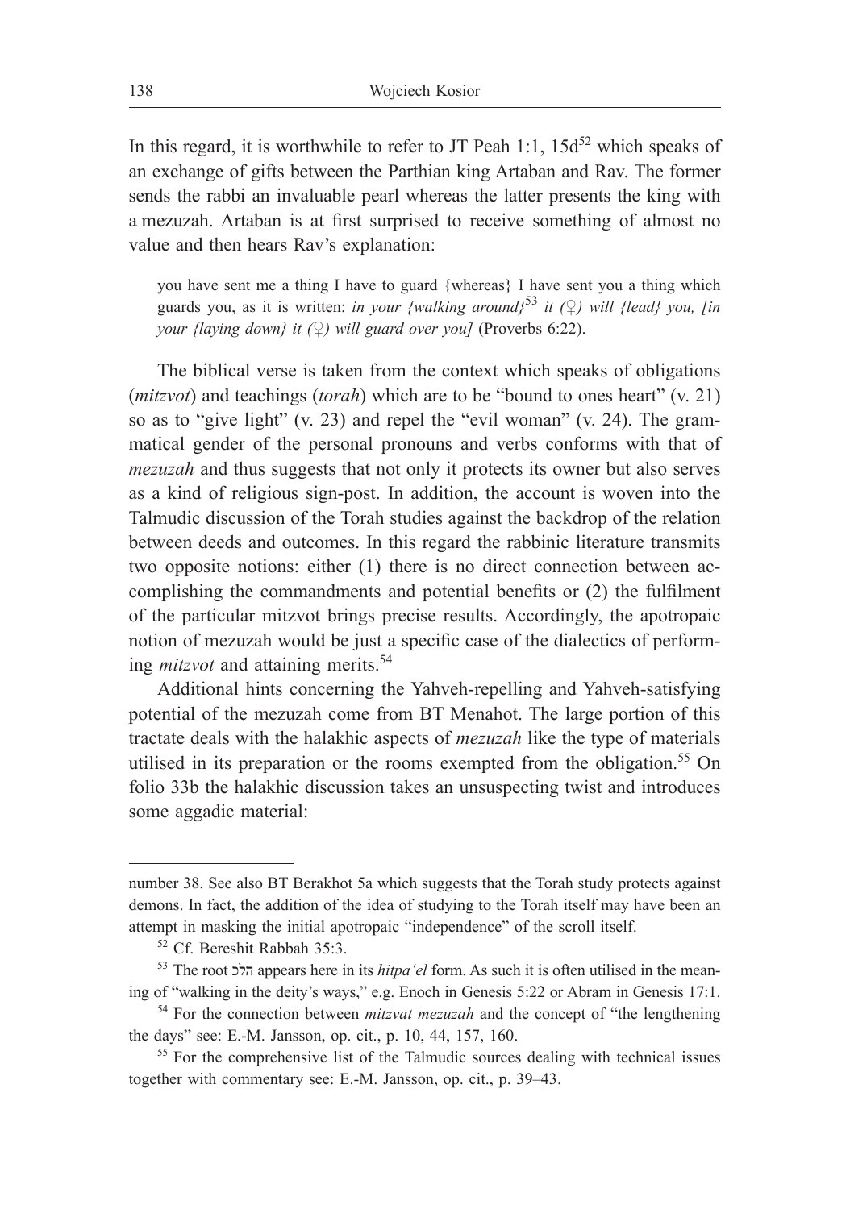In this regard, it is worthwhile to refer to JT Peah 1:1, 15d[52] which speaks of an exchange of gifts between the Parthian king Artaban and Rav. The former sends the rabbi an invaluable pearl whereas the latter presents the king with a mezuzah. Artaban is at first surprised to receive something of almost no value and then hears Rav's explanation:

> you have sent me a thing I have to guard {whereas} I have sent you a thing which guards you, as it is written: *in your {walking around}*[53] *it (♀) will {lead} you, [in your {laying down} it (♀) will guard over you]* (Proverbs 6:22).

The biblical verse is taken from the context which speaks of obligations (*mitzvot*) and teachings (*torah*) which are to be "bound to ones heart" (v. 21) so as to "give light" (v. 23) and repel the "evil woman" (v. 24). The grammatical gender of the personal pronouns and verbs conforms with that of *mezuzah* and thus suggests that not only it protects its owner but also serves as a kind of religious sign-post. In addition, the account is woven into the Talmudic discussion of the Torah studies against the backdrop of the relation between deeds and outcomes. In this regard the rabbinic literature transmits two opposite notions: either (1) there is no direct connection between accomplishing the commandments and potential benefits or (2) the fulfilment of the particular mitzvot brings precise results. Accordingly, the apotropaic notion of mezuzah would be just a specific case of the dialectics of performing *mitzvot* and attaining merits.[54]

Additional hints concerning the Yahveh-repelling and Yahveh-satisfying potential of the mezuzah come from BT Menahot. The large portion of this tractate deals with the halakhic aspects of *mezuzah* like the type of materials utilised in its preparation or the rooms exempted from the obligation.[55] On folio 33b the halakhic discussion takes an unsuspecting twist and introduces some aggadic material:

---

number 38. See also BT Berakhot 5a which suggests that the Torah study protects against demons. In fact, the addition of the idea of studying to the Torah itself may have been an attempt in masking the initial apotropaic "independence" of the scroll itself.

[52] Cf. Bereshit Rabbah 35:3.

[53] The root הלכ appears here in its *hitpa'el* form. As such it is often utilised in the meaning of "walking in the deity's ways," e.g. Enoch in Genesis 5:22 or Abram in Genesis 17:1.

[54] For the connection between *mitzvat mezuzah* and the concept of "the lengthening the days" see: E.-M. Jansson, op. cit., p. 10, 44, 157, 160.

[55] For the comprehensive list of the Talmudic sources dealing with technical issues together with commentary see: E.-M. Jansson, op. cit., p. 39–43.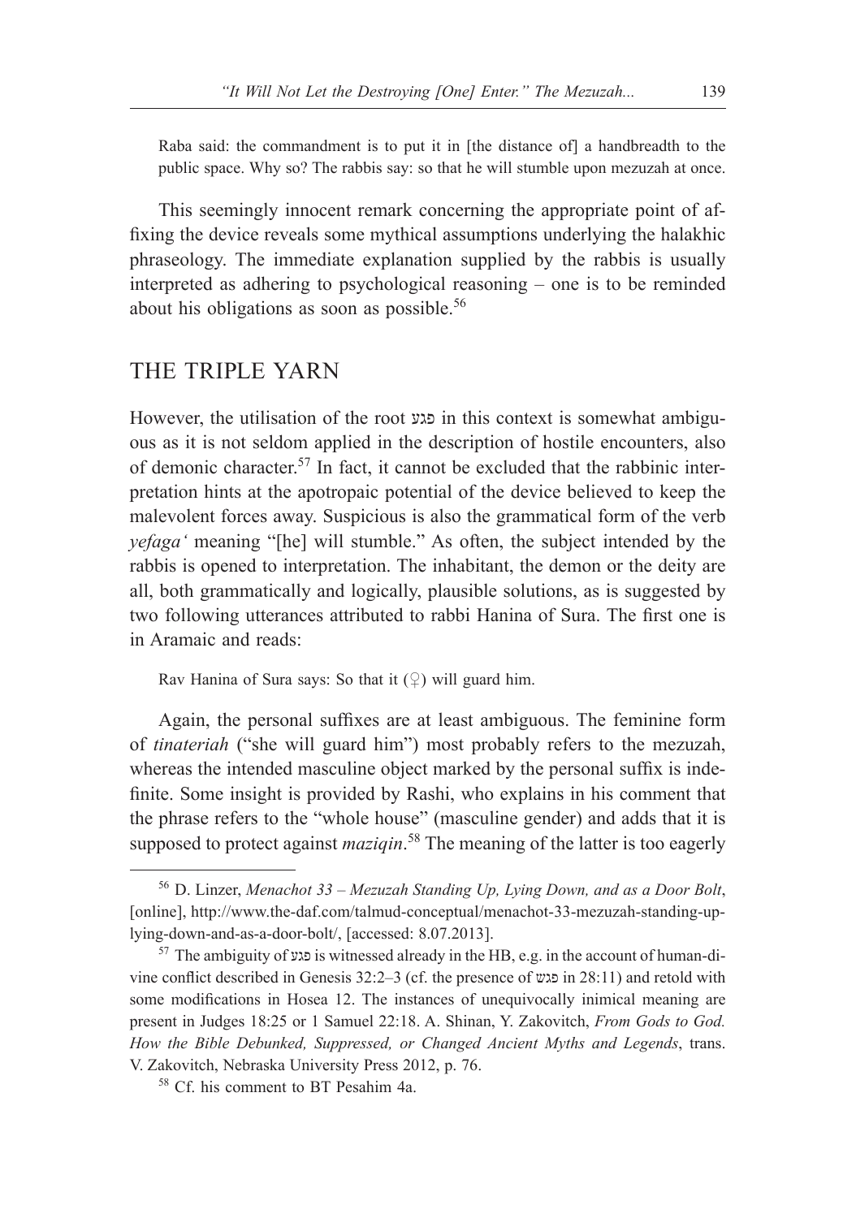> Raba said: the commandment is to put it in [the distance of] a handbreadth to the public space. Why so? The rabbis say: so that he will stumble upon mezuzah at once.

This seemingly innocent remark concerning the appropriate point of affixing the device reveals some mythical assumptions underlying the halakhic phraseology. The immediate explanation supplied by the rabbis is usually interpreted as adhering to psychological reasoning – one is to be reminded about his obligations as soon as possible.[56]

## THE TRIPLE YARN

However, the utilisation of the root פגע in this context is somewhat ambiguous as it is not seldom applied in the description of hostile encounters, also of demonic character.[57] In fact, it cannot be excluded that the rabbinic interpretation hints at the apotropaic potential of the device believed to keep the malevolent forces away. Suspicious is also the grammatical form of the verb *yefaga'* meaning "[he] will stumble." As often, the subject intended by the rabbis is opened to interpretation. The inhabitant, the demon or the deity are all, both grammatically and logically, plausible solutions, as is suggested by two following utterances attributed to rabbi Hanina of Sura. The first one is in Aramaic and reads:

> Rav Hanina of Sura says: So that it (♀) will guard him.

Again, the personal suffixes are at least ambiguous. The feminine form of *tinateriah* ("she will guard him") most probably refers to the mezuzah, whereas the intended masculine object marked by the personal suffix is indefinite. Some insight is provided by Rashi, who explains in his comment that the phrase refers to the "whole house" (masculine gender) and adds that it is supposed to protect against *maziqin*.[58] The meaning of the latter is too eagerly

---

[56] D. Linzer, *Menachot 33 – Mezuzah Standing Up, Lying Down, and as a Door Bolt*, [online], http://www.the-daf.com/talmud-conceptual/menachot-33-mezuzah-standing-up-lying-down-and-as-a-door-bolt/, [accessed: 8.07.2013].

[57] The ambiguity of פגע is witnessed already in the HB, e.g. in the account of human-divine conflict described in Genesis 32:2–3 (cf. the presence of פגש in 28:11) and retold with some modifications in Hosea 12. The instances of unequivocally inimical meaning are present in Judges 18:25 or 1 Samuel 22:18. A. Shinan, Y. Zakovitch, *From Gods to God. How the Bible Debunked, Suppressed, or Changed Ancient Myths and Legends*, trans. V. Zakovitch, Nebraska University Press 2012, p. 76.

[58] Cf. his comment to BT Pesahim 4a.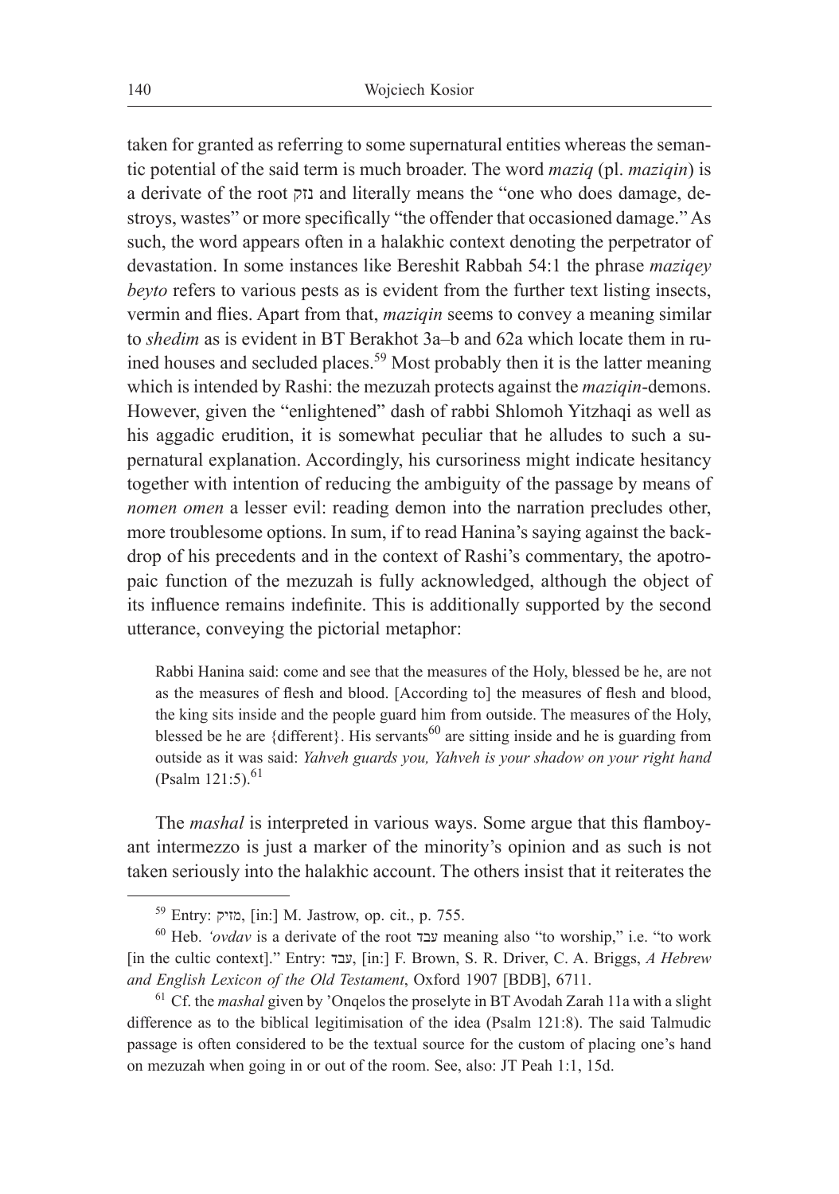taken for granted as referring to some supernatural entities whereas the semantic potential of the said term is much broader. The word *maziq* (pl. *maziqin*) is a derivate of the root נזק and literally means the "one who does damage, destroys, wastes" or more specifically "the offender that occasioned damage." As such, the word appears often in a halakhic context denoting the perpetrator of devastation. In some instances like Bereshit Rabbah 54:1 the phrase *maziqey beyto* refers to various pests as is evident from the further text listing insects, vermin and flies. Apart from that, *maziqin* seems to convey a meaning similar to *shedim* as is evident in BT Berakhot 3a–b and 62a which locate them in ruined houses and secluded places.[59] Most probably then it is the latter meaning which is intended by Rashi: the mezuzah protects against the *maziqin*-demons. However, given the "enlightened" dash of rabbi Shlomoh Yitzhaqi as well as his aggadic erudition, it is somewhat peculiar that he alludes to such a supernatural explanation. Accordingly, his cursoriness might indicate hesitancy together with intention of reducing the ambiguity of the passage by means of *nomen omen* a lesser evil: reading demon into the narration precludes other, more troublesome options. In sum, if to read Hanina's saying against the backdrop of his precedents and in the context of Rashi's commentary, the apotropaic function of the mezuzah is fully acknowledged, although the object of its influence remains indefinite. This is additionally supported by the second utterance, conveying the pictorial metaphor:

> Rabbi Hanina said: come and see that the measures of the Holy, blessed be he, are not as the measures of flesh and blood. [According to] the measures of flesh and blood, the king sits inside and the people guard him from outside. The measures of the Holy, blessed be he are {different}. His servants[60] are sitting inside and he is guarding from outside as it was said: *Yahveh guards you, Yahveh is your shadow on your right hand* (Psalm 121:5).[61]

The *mashal* is interpreted in various ways. Some argue that this flamboyant intermezzo is just a marker of the minority's opinion and as such is not taken seriously into the halakhic account. The others insist that it reiterates the

---

[59] Entry: מזיק, [in:] M. Jastrow, op. cit., p. 755.

[60] Heb. *'ovdav* is a derivate of the root עבד meaning also "to worship," i.e. "to work [in the cultic context]." Entry: עבד, [in:] F. Brown, S. R. Driver, C. A. Briggs, *A Hebrew and English Lexicon of the Old Testament*, Oxford 1907 [BDB], 6711.

[61] Cf. the *mashal* given by 'Onqelos the proselyte in BT Avodah Zarah 11a with a slight difference as to the biblical legitimisation of the idea (Psalm 121:8). The said Talmudic passage is often considered to be the textual source for the custom of placing one's hand on mezuzah when going in or out of the room. See, also: JT Peah 1:1, 15d.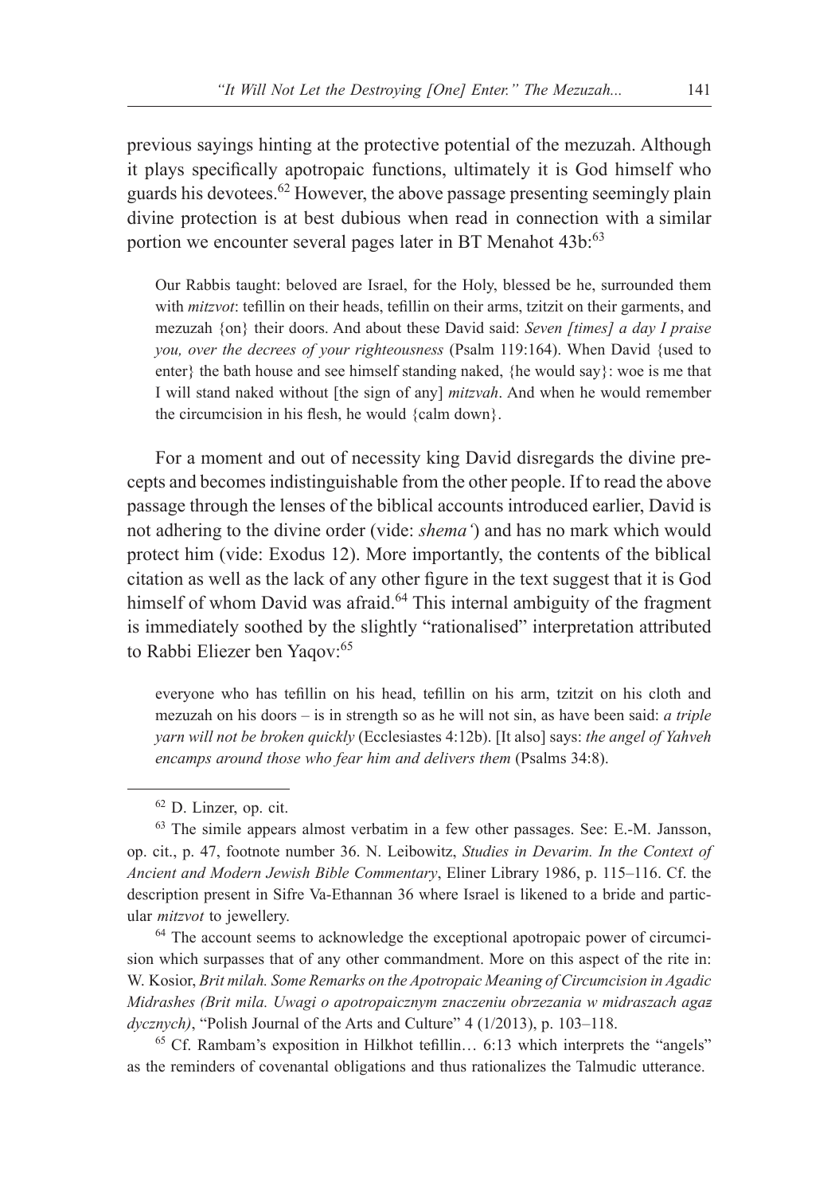previous sayings hinting at the protective potential of the mezuzah. Although it plays specifically apotropaic functions, ultimately it is God himself who guards his devotees.[62] However, the above passage presenting seemingly plain divine protection is at best dubious when read in connection with a similar portion we encounter several pages later in BT Menahot 43b:[63]

> Our Rabbis taught: beloved are Israel, for the Holy, blessed be he, surrounded them with *mitzvot*: tefillin on their heads, tefillin on their arms, tzitzit on their garments, and mezuzah {on} their doors. And about these David said: *Seven [times] a day I praise you, over the decrees of your righteousness* (Psalm 119:164). When David {used to enter} the bath house and see himself standing naked, {he would say}: woe is me that I will stand naked without [the sign of any] *mitzvah*. And when he would remember the circumcision in his flesh, he would {calm down}.

For a moment and out of necessity king David disregards the divine precepts and becomes indistinguishable from the other people. If to read the above passage through the lenses of the biblical accounts introduced earlier, David is not adhering to the divine order (vide: *shema'*) and has no mark which would protect him (vide: Exodus 12). More importantly, the contents of the biblical citation as well as the lack of any other figure in the text suggest that it is God himself of whom David was afraid.[64] This internal ambiguity of the fragment is immediately soothed by the slightly "rationalised" interpretation attributed to Rabbi Eliezer ben Yaqov:[65]

> everyone who has tefillin on his head, tefillin on his arm, tzitzit on his cloth and mezuzah on his doors – is in strength so as he will not sin, as have been said: *a triple yarn will not be broken quickly* (Ecclesiastes 4:12b). [It also] says: *the angel of Yahveh encamps around those who fear him and delivers them* (Psalms 34:8).

---

[62] D. Linzer, op. cit.

[63] The simile appears almost verbatim in a few other passages. See: E.-M. Jansson, op. cit., p. 47, footnote number 36. N. Leibowitz, *Studies in Devarim. In the Context of Ancient and Modern Jewish Bible Commentary*, Eliner Library 1986, p. 115–116. Cf. the description present in Sifre Va-Ethannan 36 where Israel is likened to a bride and particular *mitzvot* to jewellery.

[64] The account seems to acknowledge the exceptional apotropaic power of circumcision which surpasses that of any other commandment. More on this aspect of the rite in: W. Kosior, *Brit milah. Some Remarks on the Apotropaic Meaning of Circumcision in Agadic Midrashes (Brit mila. Uwagi o apotropaicznym znaczeniu obrzezania w midraszach agadycznych)*, "Polish Journal of the Arts and Culture" 4 (1/2013), p. 103–118.

[65] Cf. Rambam's exposition in Hilkhot tefillin… 6:13 which interprets the "angels" as the reminders of covenantal obligations and thus rationalizes the Talmudic utterance.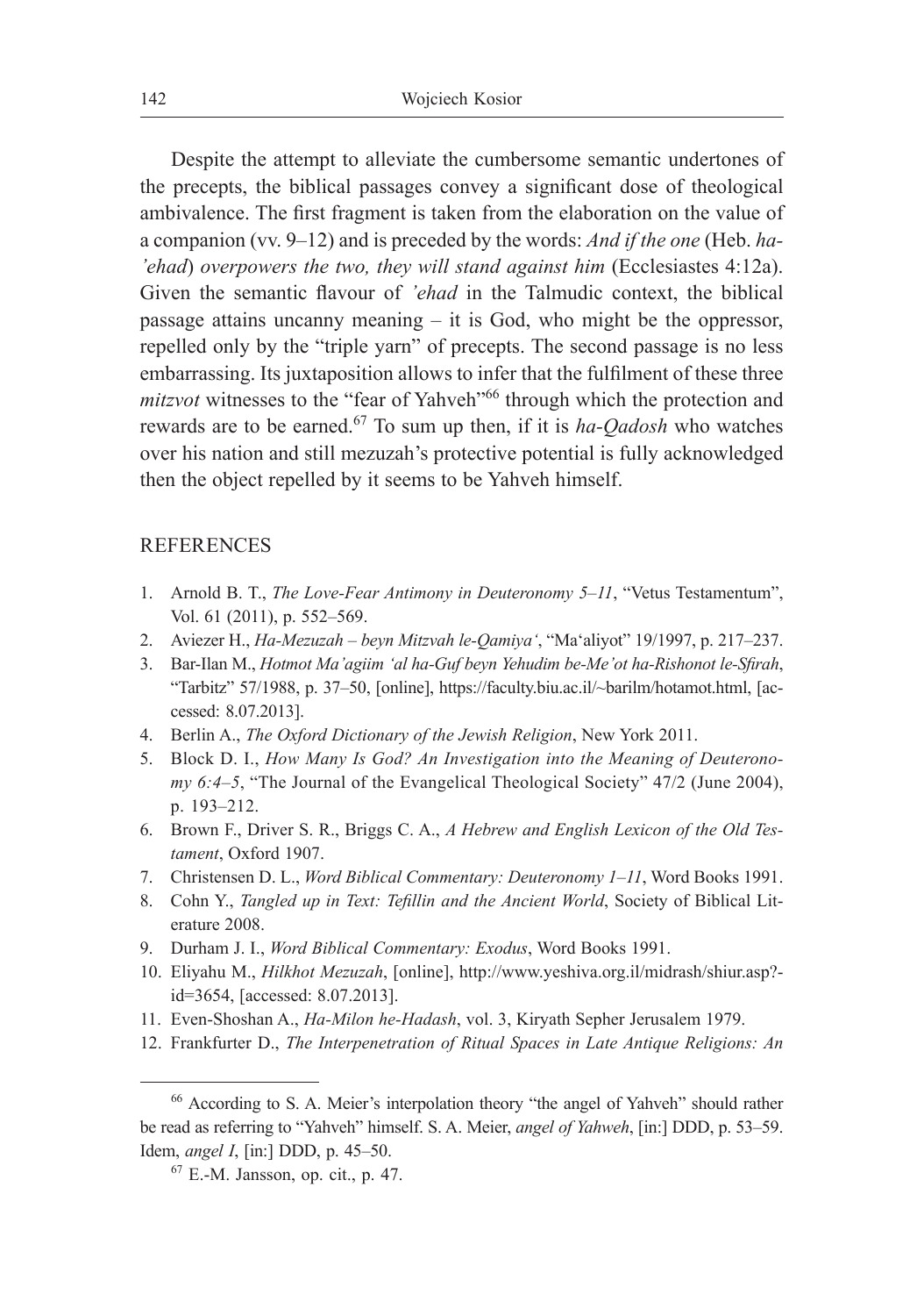Despite the attempt to alleviate the cumbersome semantic undertones of the precepts, the biblical passages convey a significant dose of theological ambivalence. The first fragment is taken from the elaboration on the value of a companion (vv. 9–12) and is preceded by the words: *And if the one* (Heb. *ha-'ehad*) *overpowers the two, they will stand against him* (Ecclesiastes 4:12a). Given the semantic flavour of *'ehad* in the Talmudic context, the biblical passage attains uncanny meaning – it is God, who might be the oppressor, repelled only by the "triple yarn" of precepts. The second passage is no less embarrassing. Its juxtaposition allows to infer that the fulfilment of these three *mitzvot* witnesses to the "fear of Yahveh"[66] through which the protection and rewards are to be earned.[67] To sum up then, if it is *ha-Qadosh* who watches over his nation and still mezuzah's protective potential is fully acknowledged then the object repelled by it seems to be Yahveh himself.

## REFERENCES

1. Arnold B. T., *The Love-Fear Antimony in Deuteronomy 5–11*, "Vetus Testamentum", Vol. 61 (2011), p. 552–569.
2. Aviezer H., *Ha-Mezuzah – beyn Mitzvah le-Qamiya'*, "Ma'aliyot" 19/1997, p. 217–237.
3. Bar-Ilan M., *Hotmot Ma'agiim 'al ha-Guf beyn Yehudim be-Me'ot ha-Rishonot le-Sfirah*, "Tarbitz" 57/1988, p. 37–50, [online], https://faculty.biu.ac.il/~barilm/hotamot.html, [accessed: 8.07.2013].
4. Berlin A., *The Oxford Dictionary of the Jewish Religion*, New York 2011.
5. Block D. I., *How Many Is God? An Investigation into the Meaning of Deuteronomy 6:4–5*, "The Journal of the Evangelical Theological Society" 47/2 (June 2004), p. 193–212.
6. Brown F., Driver S. R., Briggs C. A., *A Hebrew and English Lexicon of the Old Testament*, Oxford 1907.
7. Christensen D. L., *Word Biblical Commentary: Deuteronomy 1–11*, Word Books 1991.
8. Cohn Y., *Tangled up in Text: Tefillin and the Ancient World*, Society of Biblical Literature 2008.
9. Durham J. I., *Word Biblical Commentary: Exodus*, Word Books 1991.
10. Eliyahu M., *Hilkhot Mezuzah*, [online], http://www.yeshiva.org.il/midrash/shiur.asp?id=3654, [accessed: 8.07.2013].
11. Even-Shoshan A., *Ha-Milon he-Hadash*, vol. 3, Kiryath Sepher Jerusalem 1979.
12. Frankfurter D., *The Interpenetration of Ritual Spaces in Late Antique Religions: An*

---

[66] According to S. A. Meier's interpolation theory "the angel of Yahveh" should rather be read as referring to "Yahveh" himself. S. A. Meier, *angel of Yahweh*, [in:] DDD, p. 53–59. Idem, *angel I*, [in:] DDD, p. 45–50.

[67] E.-M. Jansson, op. cit., p. 47.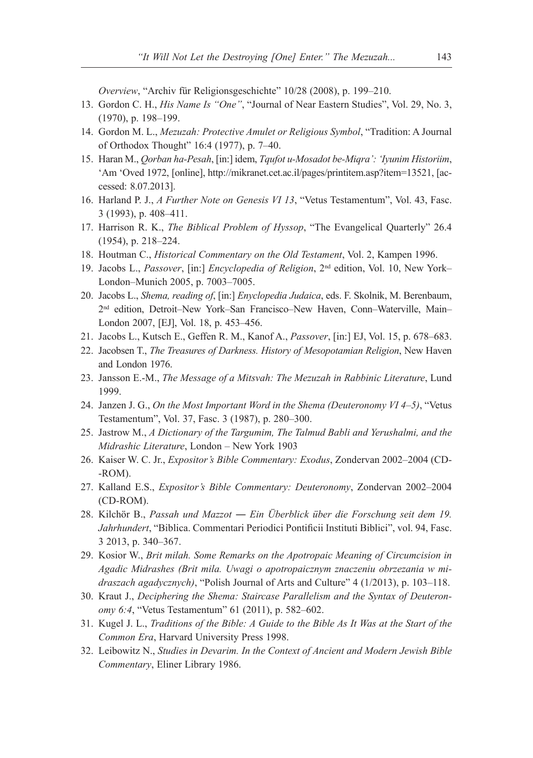*Overview*, "Archiv für Religionsgeschichte" 10/28 (2008), p. 199–210.

13. Gordon C. H., *His Name Is "One"*, "Journal of Near Eastern Studies", Vol. 29, No. 3, (1970), p. 198–199.
14. Gordon M. L., *Mezuzah: Protective Amulet or Religious Symbol*, "Tradition: A Journal of Orthodox Thought" 16:4 (1977), p. 7–40.
15. Haran M., *Qorban ha-Pesah*, [in:] idem, *Tqufot u-Mosadot be-Miqra': 'Iyunim Historiim*, 'Am 'Oved 1972, [online], http://mikranet.cet.ac.il/pages/printitem.asp?item=13521, [accessed: 8.07.2013].
16. Harland P. J., *A Further Note on Genesis VI 13*, "Vetus Testamentum", Vol. 43, Fasc. 3 (1993), p. 408–411.
17. Harrison R. K., *The Biblical Problem of Hyssop*, "The Evangelical Quarterly" 26.4 (1954), p. 218–224.
18. Houtman C., *Historical Commentary on the Old Testament*, Vol. 2, Kampen 1996.
19. Jacobs L., *Passover*, [in:] *Encyclopedia of Religion*, 2nd edition, Vol. 10, New York–London–Munich 2005, p. 7003–7005.
20. Jacobs L., *Shema, reading of*, [in:] *Enyclopedia Judaica*, eds. F. Skolnik, M. Berenbaum, 2nd edition, Detroit–New York–San Francisco–New Haven, Conn–Waterville, Main–London 2007, [EJ], Vol. 18, p. 453–456.
21. Jacobs L., Kutsch E., Geffen R. M., Kanof A., *Passover*, [in:] EJ, Vol. 15, p. 678–683.
22. Jacobsen T., *The Treasures of Darkness. History of Mesopotamian Religion*, New Haven and London 1976.
23. Jansson E.-M., *The Message of a Mitsvah: The Mezuzah in Rabbinic Literature*, Lund 1999.
24. Janzen J. G., *On the Most Important Word in the Shema (Deuteronomy VI 4–5)*, "Vetus Testamentum", Vol. 37, Fasc. 3 (1987), p. 280–300.
25. Jastrow M., *A Dictionary of the Targumim, The Talmud Babli and Yerushalmi, and the Midrashic Literature*, London – New York 1903
26. Kaiser W. C. Jr., *Expositor's Bible Commentary: Exodus*, Zondervan 2002–2004 (CD--ROM).
27. Kalland E.S., *Expositor's Bible Commentary: Deuteronomy*, Zondervan 2002–2004 (CD-ROM).
28. Kilchör B., *Passah und Mazzot — Ein Überblick über die Forschung seit dem 19. Jahrhundert*, "Biblica. Commentari Periodici Pontificii Instituti Biblici", vol. 94, Fasc. 3 2013, p. 340–367.
29. Kosior W., *Brit milah. Some Remarks on the Apotropaic Meaning of Circumcision in Agadic Midrashes (Brit mila. Uwagi o apotropaicznym znaczeniu obrzezania w midraszach agadycznych)*, "Polish Journal of Arts and Culture" 4 (1/2013), p. 103–118.
30. Kraut J., *Deciphering the Shema: Staircase Parallelism and the Syntax of Deuteronomy 6:4*, "Vetus Testamentum" 61 (2011), p. 582–602.
31. Kugel J. L., *Traditions of the Bible: A Guide to the Bible As It Was at the Start of the Common Era*, Harvard University Press 1998.
32. Leibowitz N., *Studies in Devarim. In the Context of Ancient and Modern Jewish Bible Commentary*, Eliner Library 1986.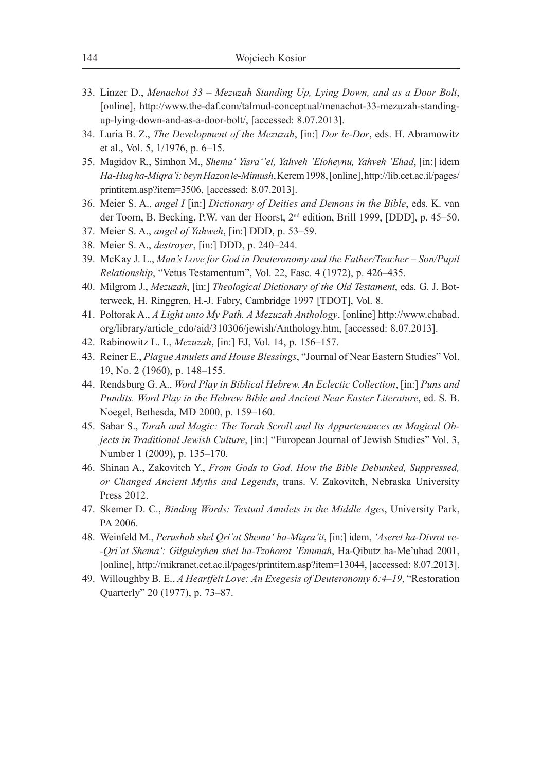33. Linzer D., *Menachot 33 – Mezuzah Standing Up, Lying Down, and as a Door Bolt*, [online], http://www.the-daf.com/talmud-conceptual/menachot-33-mezuzah-standing-up-lying-down-and-as-a-door-bolt/, [accessed: 8.07.2013].
34. Luria B. Z., *The Development of the Mezuzah*, [in:] *Dor le-Dor*, eds. H. Abramowitz et al., Vol. 5, 1/1976, p. 6–15.
35. Magidov R., Simhon M., *Shema' Yisra''el, Yahveh 'Eloheynu, Yahveh 'Ehad*, [in:] idem *Ha-Huq ha-Miqra'i: beyn Hazon le-Mimush*, Kerem 1998, [online], http://lib.cet.ac.il/pages/printitem.asp?item=3506, [accessed: 8.07.2013].
36. Meier S. A., *angel I* [in:] *Dictionary of Deities and Demons in the Bible*, eds. K. van der Toorn, B. Becking, P.W. van der Hoorst, 2nd edition, Brill 1999, [DDD], p. 45–50.
37. Meier S. A., *angel of Yahweh*, [in:] DDD, p. 53–59.
38. Meier S. A., *destroyer*, [in:] DDD, p. 240–244.
39. McKay J. L., *Man's Love for God in Deuteronomy and the Father/Teacher – Son/Pupil Relationship*, "Vetus Testamentum", Vol. 22, Fasc. 4 (1972), p. 426–435.
40. Milgrom J., *Mezuzah*, [in:] *Theological Dictionary of the Old Testament*, eds. G. J. Botterweck, H. Ringgren, H.-J. Fabry, Cambridge 1997 [TDOT], Vol. 8.
41. Poltorak A., *A Light unto My Path. A Mezuzah Anthology*, [online] http://www.chabad.org/library/article_cdo/aid/310306/jewish/Anthology.htm, [accessed: 8.07.2013].
42. Rabinowitz L. I., *Mezuzah*, [in:] EJ, Vol. 14, p. 156–157.
43. Reiner E., *Plague Amulets and House Blessings*, "Journal of Near Eastern Studies" Vol. 19, No. 2 (1960), p. 148–155.
44. Rendsburg G. A., *Word Play in Biblical Hebrew. An Eclectic Collection*, [in:] *Puns and Pundits. Word Play in the Hebrew Bible and Ancient Near Easter Literature*, ed. S. B. Noegel, Bethesda, MD 2000, p. 159–160.
45. Sabar S., *Torah and Magic: The Torah Scroll and Its Appurtenances as Magical Objects in Traditional Jewish Culture*, [in:] "European Journal of Jewish Studies" Vol. 3, Number 1 (2009), p. 135–170.
46. Shinan A., Zakovitch Y., *From Gods to God. How the Bible Debunked, Suppressed, or Changed Ancient Myths and Legends*, trans. V. Zakovitch, Nebraska University Press 2012.
47. Skemer D. C., *Binding Words: Textual Amulets in the Middle Ages*, University Park, PA 2006.
48. Weinfeld M., *Perushah shel Qri'at Shema' ha-Miqra'it*, [in:] idem, *'Aseret ha-Divrot ve--Qri'at Shema': Gilguleyhen shel ha-Tzohorot 'Emunah*, Ha-Qibutz ha-Me'uhad 2001, [online], http://mikranet.cet.ac.il/pages/printitem.asp?item=13044, [accessed: 8.07.2013].
49. Willoughby B. E., *A Heartfelt Love: An Exegesis of Deuteronomy 6:4–19*, "Restoration Quarterly" 20 (1977), p. 73–87.